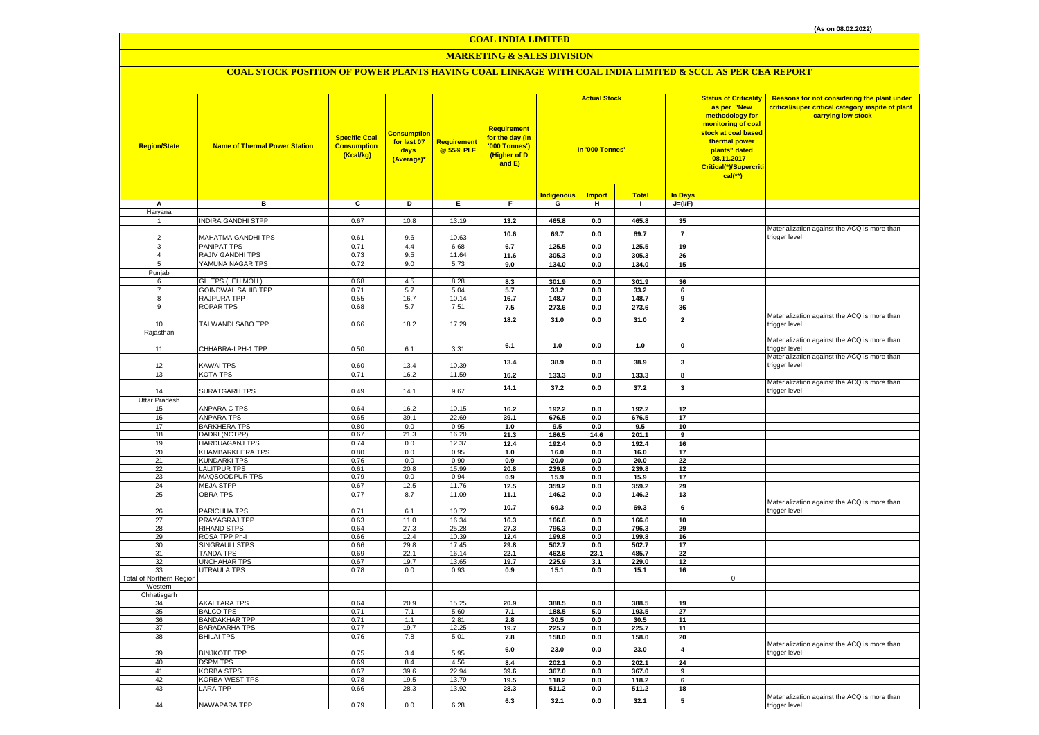(As on 08.02.2022)

# COAL INDIA LIMITED

## MARKETING & SALES DIVISION

### COAL STOCK POSITION OF POWER PLANTS HAVING COAL LINKAGE WITH COAL INDIA LIMITED & SCCL AS PER CEA REPORT

| Region/State | Name of Thermal Power Station | Specific Coal Consumption (Kcal/kg) | Consumption for last 07 days (Average)* | Requirement @ 55% PLF | Requirement for the day (In '000 Tonnes') (Higher of D and E) | Actual Stock In '000 Tonnes' | | | | Status of Criticality as per "New methodology for monitoring of coal stock at coal based thermal power plants" dated 08.11.2017 Critical(*)/Supercritical(**) | Reasons for not considering the plant under critical/super critical category inspite of plant carrying low stock |
|---|---|---|---|---|---|---|---|---|---|---|---|
| | | | | | | Indigenous | Import | Total | In Days | | |
| A | B | C | D | E | F | G | H | I | J=(I/F) | | |
| Haryana | | | | | | | | | | | |
| 1 | INDIRA GANDHI STPP | 0.67 | 10.8 | 13.19 | 13.2 | 465.8 | 0.0 | 465.8 | 35 | | |
| 2 | MAHATMA GANDHI TPS | 0.61 | 9.6 | 10.63 | 10.6 | 69.7 | 0.0 | 69.7 | 7 | | Materialization against the ACQ is more than trigger level |
| 3 | PANIPAT TPS | 0.71 | 4.4 | 6.68 | 6.7 | 125.5 | 0.0 | 125.5 | 19 | | |
| 4 | RAJIV GANDHI TPS | 0.73 | 9.5 | 11.64 | 11.6 | 305.3 | 0.0 | 305.3 | 26 | | |
| 5 | YAMUNA NAGAR TPS | 0.72 | 9.0 | 5.73 | 9.0 | 134.0 | 0.0 | 134.0 | 15 | | |
| Punjab | | | | | | | | | | | |
| 6 | GH TPS (LEH.MOH.) | 0.68 | 4.5 | 8.28 | 8.3 | 301.9 | 0.0 | 301.9 | 36 | | |
| 7 | GOINDWAL SAHIB TPP | 0.71 | 5.7 | 5.04 | 5.7 | 33.2 | 0.0 | 33.2 | 6 | | |
| 8 | RAJPURA TPP | 0.55 | 16.7 | 10.14 | 16.7 | 148.7 | 0.0 | 148.7 | 9 | | |
| 9 | ROPAR TPS | 0.68 | 5.7 | 7.51 | 7.5 | 273.6 | 0.0 | 273.6 | 36 | | |
| 10 | TALWANDI SABO TPP | 0.66 | 18.2 | 17.29 | 18.2 | 31.0 | 0.0 | 31.0 | 2 | | Materialization against the ACQ is more than trigger level |
| Rajasthan | | | | | | | | | | | |
| 11 | CHHABRA-I PH-1 TPP | 0.50 | 6.1 | 3.31 | 6.1 | 1.0 | 0.0 | 1.0 | 0 | | Materialization against the ACQ is more than trigger level |
| 12 | KAWAI TPS | 0.60 | 13.4 | 10.39 | 13.4 | 38.9 | 0.0 | 38.9 | 3 | | Materialization against the ACQ is more than trigger level |
| 13 | KOTA TPS | 0.71 | 16.2 | 11.59 | 16.2 | 133.3 | 0.0 | 133.3 | 8 | | |
| 14 | SURATGARH TPS | 0.49 | 14.1 | 9.67 | 14.1 | 37.2 | 0.0 | 37.2 | 3 | | Materialization against the ACQ is more than trigger level |
| Uttar Pradesh | | | | | | | | | | | |
| 15 | ANPARA C TPS | 0.64 | 16.2 | 10.15 | 16.2 | 192.2 | 0.0 | 192.2 | 12 | | |
| 16 | ANPARA TPS | 0.65 | 39.1 | 22.69 | 39.1 | 676.5 | 0.0 | 676.5 | 17 | | |
| 17 | BARKHERA TPS | 0.80 | 0.0 | 0.95 | 1.0 | 9.5 | 0.0 | 9.5 | 10 | | |
| 18 | DADRI (NCTPP) | 0.67 | 21.3 | 16.20 | 21.3 | 186.5 | 14.6 | 201.1 | 9 | | |
| 19 | HARDUAGANJ TPS | 0.74 | 0.0 | 12.37 | 12.4 | 192.4 | 0.0 | 192.4 | 16 | | |
| 20 | KHAMBARKHERA TPS | 0.80 | 0.0 | 0.95 | 1.0 | 16.0 | 0.0 | 16.0 | 17 | | |
| 21 | KUNDARKI TPS | 0.76 | 0.0 | 0.90 | 0.9 | 20.0 | 0.0 | 20.0 | 22 | | |
| 22 | LALITPUR TPS | 0.61 | 20.8 | 15.99 | 20.8 | 239.8 | 0.0 | 239.8 | 12 | | |
| 23 | MAQSOODPUR TPS | 0.79 | 0.0 | 0.94 | 0.9 | 15.9 | 0.0 | 15.9 | 17 | | |
| 24 | MEJA STPP | 0.67 | 12.5 | 11.76 | 12.5 | 359.2 | 0.0 | 359.2 | 29 | | |
| 25 | OBRA TPS | 0.77 | 8.7 | 11.09 | 11.1 | 146.2 | 0.0 | 146.2 | 13 | | |
| 26 | PARICHHA TPS | 0.71 | 6.1 | 10.72 | 10.7 | 69.3 | 0.0 | 69.3 | 6 | | Materialization against the ACQ is more than trigger level |
| 27 | PRAYAGRAJ TPP | 0.63 | 11.0 | 16.34 | 16.3 | 166.6 | 0.0 | 166.6 | 10 | | |
| 28 | RIHAND STPS | 0.64 | 27.3 | 25.28 | 27.3 | 796.3 | 0.0 | 796.3 | 29 | | |
| 29 | ROSA TPP Ph-I | 0.66 | 12.4 | 10.39 | 12.4 | 199.8 | 0.0 | 199.8 | 16 | | |
| 30 | SINGRAULI STPS | 0.66 | 29.8 | 17.45 | 29.8 | 502.7 | 0.0 | 502.7 | 17 | | |
| 31 | TANDA TPS | 0.69 | 22.1 | 16.14 | 22.1 | 462.6 | 23.1 | 485.7 | 22 | | |
| 32 | UNCHAHAR TPS | 0.67 | 19.7 | 13.65 | 19.7 | 225.9 | 3.1 | 229.0 | 12 | | |
| 33 | UTRAULA TPS | 0.78 | 0.0 | 0.93 | 0.9 | 15.1 | 0.0 | 15.1 | 16 | | |
| Total of Northern Region | | | | | | | | | | 0 | |
| Western | | | | | | | | | | | |
| Chhatisgarh | | | | | | | | | | | |
| 34 | AKALTARA TPS | 0.64 | 20.9 | 15.25 | 20.9 | 388.5 | 0.0 | 388.5 | 19 | | |
| 35 | BALCO TPS | 0.71 | 7.1 | 5.60 | 7.1 | 188.5 | 5.0 | 193.5 | 27 | | |
| 36 | BANDAKHAR TPP | 0.71 | 1.1 | 2.81 | 2.8 | 30.5 | 0.0 | 30.5 | 11 | | |
| 37 | BARADARHA TPS | 0.77 | 19.7 | 12.25 | 19.7 | 225.7 | 0.0 | 225.7 | 11 | | |
| 38 | BHILAI TPS | 0.76 | 7.8 | 5.01 | 7.8 | 158.0 | 0.0 | 158.0 | 20 | | |
| 39 | BINJKOTE TPP | 0.75 | 3.4 | 5.95 | 6.0 | 23.0 | 0.0 | 23.0 | 4 | | Materialization against the ACQ is more than trigger level |
| 40 | DSPM TPS | 0.69 | 8.4 | 4.56 | 8.4 | 202.1 | 0.0 | 202.1 | 24 | | |
| 41 | KORBA STPS | 0.67 | 39.6 | 22.94 | 39.6 | 367.0 | 0.0 | 367.0 | 9 | | |
| 42 | KORBA-WEST TPS | 0.78 | 19.5 | 13.79 | 19.5 | 118.2 | 0.0 | 118.2 | 6 | | |
| 43 | LARA TPP | 0.66 | 28.3 | 13.92 | 28.3 | 511.2 | 0.0 | 511.2 | 18 | | |
| 44 | NAWAPARA TPP | 0.79 | 0.0 | 6.28 | 6.3 | 32.1 | 0.0 | 32.1 | 5 | | Materialization against the ACQ is more than trigger level |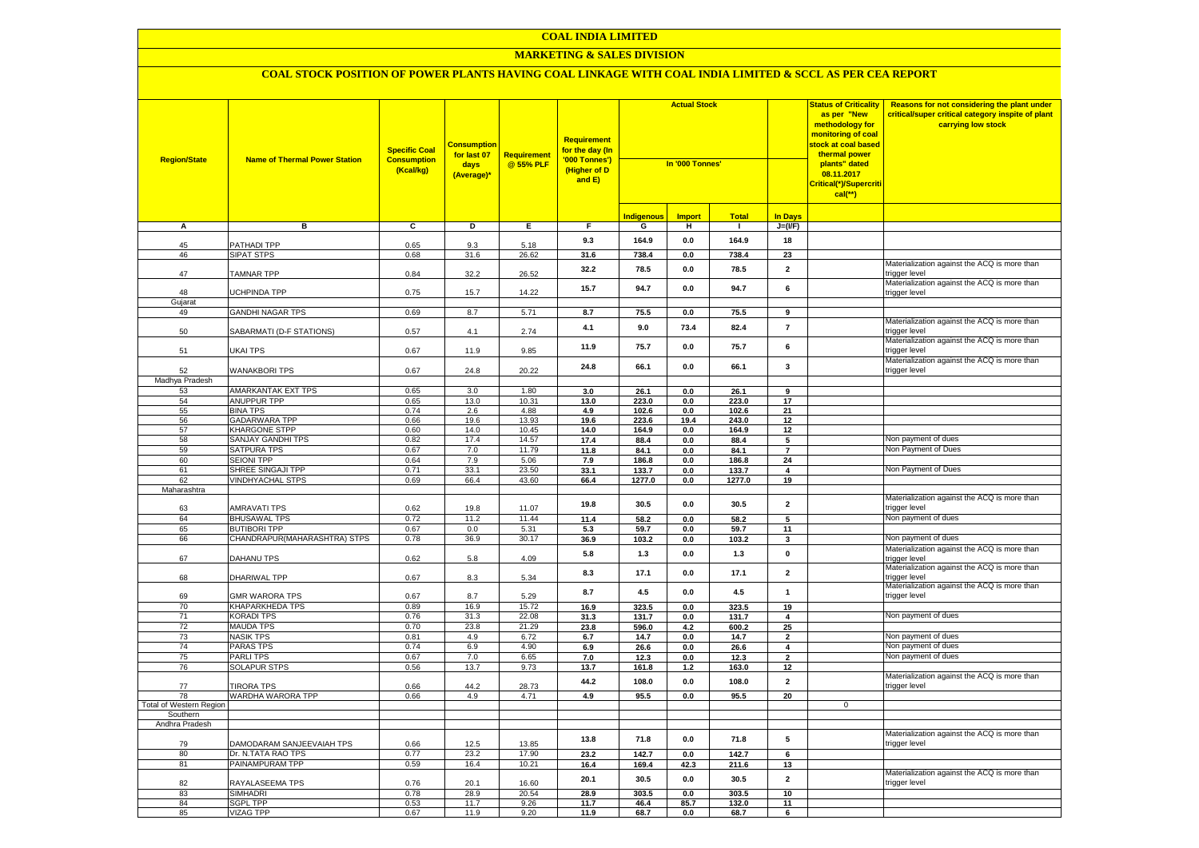# COAL INDIA LIMITED

## MARKETING & SALES DIVISION

### COAL STOCK POSITION OF POWER PLANTS HAVING COAL LINKAGE WITH COAL INDIA LIMITED & SCCL AS PER CEA REPORT

| Region/State | Name of Thermal Power Station | Specific Coal Consumption (Kcal/kg) | Consumption for last 07 days (Average)* | Requirement @ 55% PLF | Requirement for the day (In '000 Tonnes') (Higher of D and E) | Actual Stock In '000 Tonnes' | | | | Status of Criticality as per "New methodology for monitoring of coal stock at coal based thermal power plants" dated 08.11.2017 Critical(*)/Supercritical(**) | Reasons for not considering the plant under critical/super critical category inspite of plant carrying low stock |
|---|---|---|---|---|---|---|---|---|---|---|---|
| | | | | | | Indigenous | Import | Total | In Days | | |
| A | B | C | D | E | F | G | H | I | J=(I/F) | | |
| 45 | PATHADI TPP | 0.65 | 9.3 | 5.18 | 9.3 | 164.9 | 0.0 | 164.9 | 18 | | |
| 46 | SIPAT STPS | 0.68 | 31.6 | 26.62 | 31.6 | 738.4 | 0.0 | 738.4 | 23 | | |
| 47 | TAMNAR TPP | 0.84 | 32.2 | 26.52 | 32.2 | 78.5 | 0.0 | 78.5 | 2 | | Materialization against the ACQ is more than trigger level |
| 48 | UCHPINDA TPP | 0.75 | 15.7 | 14.22 | 15.7 | 94.7 | 0.0 | 94.7 | 6 | | Materialization against the ACQ is more than trigger level |
| Gujarat | | | | | | | | | | | |
| 49 | GANDHI NAGAR TPS | 0.69 | 8.7 | 5.71 | 8.7 | 75.5 | 0.0 | 75.5 | 9 | | |
| 50 | SABARMATI (D-F STATIONS) | 0.57 | 4.1 | 2.74 | 4.1 | 9.0 | 73.4 | 82.4 | 7 | | Materialization against the ACQ is more than trigger level |
| 51 | UKAI TPS | 0.67 | 11.9 | 9.85 | 11.9 | 75.7 | 0.0 | 75.7 | 6 | | Materialization against the ACQ is more than trigger level |
| 52 | WANAKBORI TPS | 0.67 | 24.8 | 20.22 | 24.8 | 66.1 | 0.0 | 66.1 | 3 | | Materialization against the ACQ is more than trigger level |
| Madhya Pradesh | | | | | | | | | | | |
| 53 | AMARKANTAK EXT TPS | 0.65 | 3.0 | 1.80 | 3.0 | 26.1 | 0.0 | 26.1 | 9 | | |
| 54 | ANUPPUR TPP | 0.65 | 13.0 | 10.31 | 13.0 | 223.0 | 0.0 | 223.0 | 17 | | |
| 55 | BINA TPS | 0.74 | 2.6 | 4.88 | 4.9 | 102.6 | 0.0 | 102.6 | 21 | | |
| 56 | GADARWARA TPP | 0.66 | 19.6 | 13.93 | 19.6 | 223.6 | 19.4 | 243.0 | 12 | | |
| 57 | KHARGONE STPP | 0.60 | 14.0 | 10.45 | 14.0 | 164.9 | 0.0 | 164.9 | 12 | | |
| 58 | SANJAY GANDHI TPS | 0.82 | 17.4 | 14.57 | 17.4 | 88.4 | 0.0 | 88.4 | 5 | | Non payment of dues |
| 59 | SATPURA TPS | 0.67 | 7.0 | 11.79 | 11.8 | 84.1 | 0.0 | 84.1 | 7 | | Non Payment of Dues |
| 60 | SEIONI TPP | 0.64 | 7.9 | 5.06 | 7.9 | 186.8 | 0.0 | 186.8 | 24 | | |
| 61 | SHREE SINGAJI TPP | 0.71 | 33.1 | 23.50 | 33.1 | 133.7 | 0.0 | 133.7 | 4 | | Non Payment of Dues |
| 62 | VINDHYACHAL STPS | 0.69 | 66.4 | 43.60 | 66.4 | 1277.0 | 0.0 | 1277.0 | 19 | | |
| Maharashtra | | | | | | | | | | | |
| 63 | AMRAVATI TPS | 0.62 | 19.8 | 11.07 | 19.8 | 30.5 | 0.0 | 30.5 | 2 | | Materialization against the ACQ is more than trigger level |
| 64 | BHUSAWAL TPS | 0.72 | 11.2 | 11.44 | 11.4 | 58.2 | 0.0 | 58.2 | 5 | | Non payment of dues |
| 65 | BUTIBORI TPP | 0.67 | 0.0 | 5.31 | 5.3 | 59.7 | 0.0 | 59.7 | 11 | | |
| 66 | CHANDRAPUR(MAHARASHTRA) STPS | 0.78 | 36.9 | 30.17 | 36.9 | 103.2 | 0.0 | 103.2 | 3 | | Non payment of dues |
| 67 | DAHANU TPS | 0.62 | 5.8 | 4.09 | 5.8 | 1.3 | 0.0 | 1.3 | 0 | | Materialization against the ACQ is more than trigger level |
| 68 | DHARIWAL TPP | 0.67 | 8.3 | 5.34 | 8.3 | 17.1 | 0.0 | 17.1 | 2 | | Materialization against the ACQ is more than trigger level |
| 69 | GMR WARORA TPS | 0.67 | 8.7 | 5.29 | 8.7 | 4.5 | 0.0 | 4.5 | 1 | | Materialization against the ACQ is more than trigger level |
| 70 | KHAPARKHEDA TPS | 0.89 | 16.9 | 15.72 | 16.9 | 323.5 | 0.0 | 323.5 | 19 | | |
| 71 | KORADI TPS | 0.76 | 31.3 | 22.08 | 31.3 | 131.7 | 0.0 | 131.7 | 4 | | Non payment of dues |
| 72 | MAUDA TPS | 0.70 | 23.8 | 21.29 | 23.8 | 596.0 | 4.2 | 600.2 | 25 | | |
| 73 | NASIK TPS | 0.81 | 4.9 | 6.72 | 6.7 | 14.7 | 0.0 | 14.7 | 2 | | Non payment of dues |
| 74 | PARAS TPS | 0.74 | 6.9 | 4.90 | 6.9 | 26.6 | 0.0 | 26.6 | 4 | | Non payment of dues |
| 75 | PARLI TPS | 0.67 | 7.0 | 6.65 | 7.0 | 12.3 | 0.0 | 12.3 | 2 | | Non payment of dues |
| 76 | SOLAPUR STPS | 0.56 | 13.7 | 9.73 | 13.7 | 161.8 | 1.2 | 163.0 | 12 | | |
| 77 | TIRORA TPS | 0.66 | 44.2 | 28.73 | 44.2 | 108.0 | 0.0 | 108.0 | 2 | | Materialization against the ACQ is more than trigger level |
| 78 | WARDHA WARORA TPP | 0.66 | 4.9 | 4.71 | 4.9 | 95.5 | 0.0 | 95.5 | 20 | | |
| Total of Western Region | | | | | | | | | | 0 | |
| Southern | | | | | | | | | | | |
| Andhra Pradesh | | | | | | | | | | | |
| 79 | DAMODARAM SANJEEVAIAH TPS | 0.66 | 12.5 | 13.85 | 13.8 | 71.8 | 0.0 | 71.8 | 5 | | Materialization against the ACQ is more than trigger level |
| 80 | Dr. N.TATA RAO TPS | 0.77 | 23.2 | 17.90 | 23.2 | 142.7 | 0.0 | 142.7 | 6 | | |
| 81 | PAINAMPURAM TPP | 0.59 | 16.4 | 10.21 | 16.4 | 169.4 | 42.3 | 211.6 | 13 | | |
| 82 | RAYALASEEMA TPS | 0.76 | 20.1 | 16.60 | 20.1 | 30.5 | 0.0 | 30.5 | 2 | | Materialization against the ACQ is more than trigger level |
| 83 | SIMHADRI | 0.78 | 28.9 | 20.54 | 28.9 | 303.5 | 0.0 | 303.5 | 10 | | |
| 84 | SGPL TPP | 0.53 | 11.7 | 9.26 | 11.7 | 46.4 | 85.7 | 132.0 | 11 | | |
| 85 | VIZAG TPP | 0.67 | 11.9 | 9.20 | 11.9 | 68.7 | 0.0 | 68.7 | 6 | | |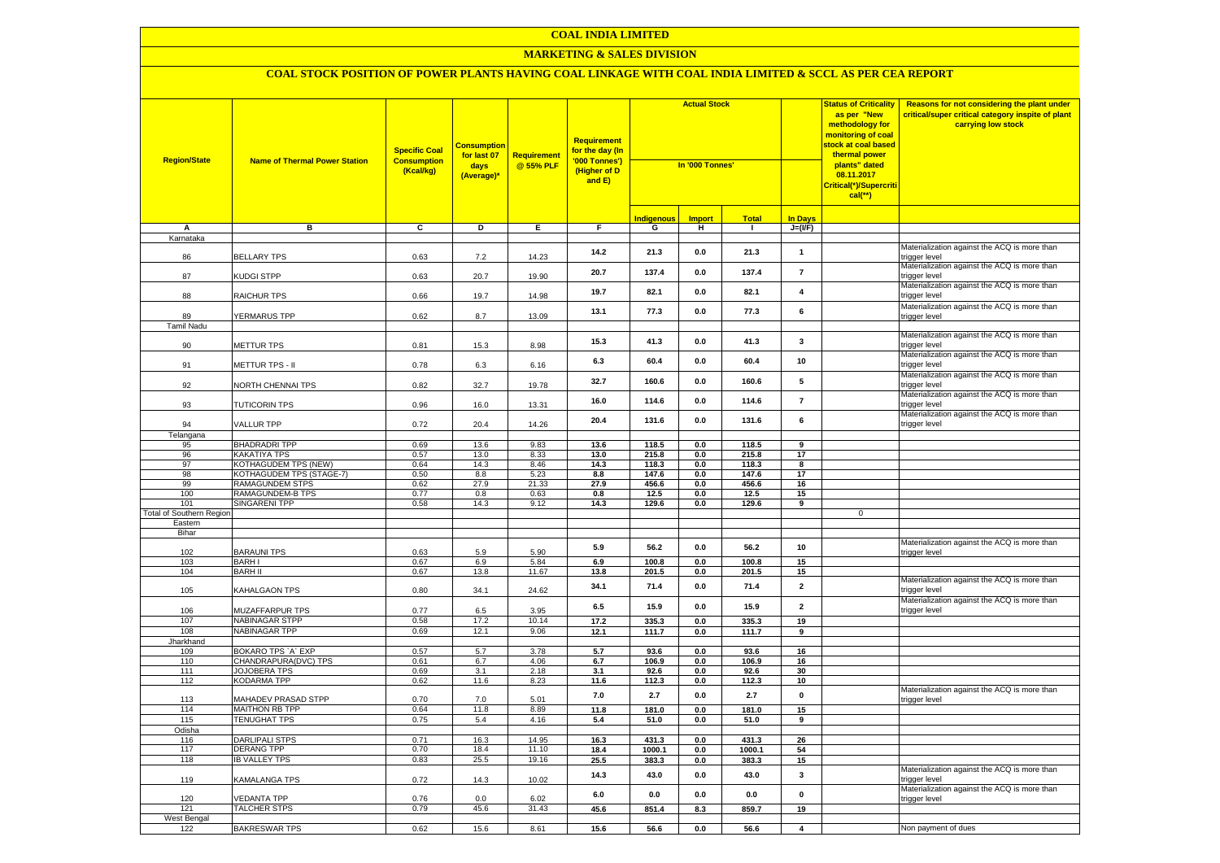# COAL INDIA LIMITED

## MARKETING & SALES DIVISION

### COAL STOCK POSITION OF POWER PLANTS HAVING COAL LINKAGE WITH COAL INDIA LIMITED & SCCL AS PER CEA REPORT

| Region/State | Name of Thermal Power Station | Specific Coal Consumption (Kcal/kg) | Consumption for last 07 days (Average)* | Requirement @ 55% PLF | Requirement for the day (In '000 Tonnes') (Higher of D and E) | Actual Stock In '000 Tonnes' | | | | Status of Criticality as per "New methodology for monitoring of coal stock at coal based thermal power plants" dated 08.11.2017 Critical(*)/Supercritical(**) | Reasons for not considering the plant under critical/super critical category inspite of plant carrying low stock |
|---|---|---|---|---|---|---|---|---|---|---|---|
| | | | | | | Indigenous | Import | Total | In Days | | |
| A | B | C | D | E | F | G | H | I | J=(I/F) | | |
| Karnataka | | | | | | | | | | | |
| 86 | BELLARY TPS | 0.63 | 7.2 | 14.23 | 14.2 | 21.3 | 0.0 | 21.3 | 1 | | Materialization against the ACQ is more than trigger level |
| 87 | KUDGI STPP | 0.63 | 20.7 | 19.90 | 20.7 | 137.4 | 0.0 | 137.4 | 7 | | Materialization against the ACQ is more than trigger level |
| 88 | RAICHUR TPS | 0.66 | 19.7 | 14.98 | 19.7 | 82.1 | 0.0 | 82.1 | 4 | | Materialization against the ACQ is more than trigger level |
| 89 | YERMARUS TPP | 0.62 | 8.7 | 13.09 | 13.1 | 77.3 | 0.0 | 77.3 | 6 | | Materialization against the ACQ is more than trigger level |
| Tamil Nadu | | | | | | | | | | | |
| 90 | METTUR TPS | 0.81 | 15.3 | 8.98 | 15.3 | 41.3 | 0.0 | 41.3 | 3 | | Materialization against the ACQ is more than trigger level |
| 91 | METTUR TPS - II | 0.78 | 6.3 | 6.16 | 6.3 | 60.4 | 0.0 | 60.4 | 10 | | Materialization against the ACQ is more than trigger level |
| 92 | NORTH CHENNAI TPS | 0.82 | 32.7 | 19.78 | 32.7 | 160.6 | 0.0 | 160.6 | 5 | | Materialization against the ACQ is more than trigger level |
| 93 | TUTICORIN TPS | 0.96 | 16.0 | 13.31 | 16.0 | 114.6 | 0.0 | 114.6 | 7 | | Materialization against the ACQ is more than trigger level |
| 94 | VALLUR TPP | 0.72 | 20.4 | 14.26 | 20.4 | 131.6 | 0.0 | 131.6 | 6 | | Materialization against the ACQ is more than trigger level |
| Telangana | | | | | | | | | | | |
| 95 | BHADRADRI TPP | 0.69 | 13.6 | 9.83 | 13.6 | 118.5 | 0.0 | 118.5 | 9 | | |
| 96 | KAKATIYA TPS | 0.57 | 13.0 | 8.33 | 13.0 | 215.8 | 0.0 | 215.8 | 17 | | |
| 97 | KOTHAGUDEM TPS (NEW) | 0.64 | 14.3 | 8.46 | 14.3 | 118.3 | 0.0 | 118.3 | 8 | | |
| 98 | KOTHAGUDEM TPS (STAGE-7) | 0.50 | 8.8 | 5.23 | 8.8 | 147.6 | 0.0 | 147.6 | 17 | | |
| 99 | RAMAGUNDEM STPS | 0.62 | 27.9 | 21.33 | 27.9 | 456.6 | 0.0 | 456.6 | 16 | | |
| 100 | RAMAGUNDEM-B TPS | 0.77 | 0.8 | 0.63 | 0.8 | 12.5 | 0.0 | 12.5 | 15 | | |
| 101 | SINGARENI TPP | 0.58 | 14.3 | 9.12 | 14.3 | 129.6 | 0.0 | 129.6 | 9 | | |
| Total of Southern Region | | | | | | | | | | 0 | |
| Eastern | | | | | | | | | | | |
| Bihar | | | | | | | | | | | |
| 102 | BARAUNI TPS | 0.63 | 5.9 | 5.90 | 5.9 | 56.2 | 0.0 | 56.2 | 10 | | Materialization against the ACQ is more than trigger level |
| 103 | BARH I | 0.67 | 6.9 | 5.84 | 6.9 | 100.8 | 0.0 | 100.8 | 15 | | |
| 104 | BARH II | 0.67 | 13.8 | 11.67 | 13.8 | 201.5 | 0.0 | 201.5 | 15 | | |
| 105 | KAHALGAON TPS | 0.80 | 34.1 | 24.62 | 34.1 | 71.4 | 0.0 | 71.4 | 2 | | Materialization against the ACQ is more than trigger level |
| 106 | MUZAFFARPUR TPS | 0.77 | 6.5 | 3.95 | 6.5 | 15.9 | 0.0 | 15.9 | 2 | | Materialization against the ACQ is more than trigger level |
| 107 | NABINAGAR STPP | 0.58 | 17.2 | 10.14 | 17.2 | 335.3 | 0.0 | 335.3 | 19 | | |
| 108 | NABINAGAR TPP | 0.69 | 12.1 | 9.06 | 12.1 | 111.7 | 0.0 | 111.7 | 9 | | |
| Jharkhand | | | | | | | | | | | |
| 109 | BOKARO TPS `A` EXP | 0.57 | 5.7 | 3.78 | 5.7 | 93.6 | 0.0 | 93.6 | 16 | | |
| 110 | CHANDRAPURA(DVC) TPS | 0.61 | 6.7 | 4.06 | 6.7 | 106.9 | 0.0 | 106.9 | 16 | | |
| 111 | JOJOBERA TPS | 0.69 | 3.1 | 2.18 | 3.1 | 92.6 | 0.0 | 92.6 | 30 | | |
| 112 | KODARMA TPP | 0.62 | 11.6 | 8.23 | 11.6 | 112.3 | 0.0 | 112.3 | 10 | | |
| 113 | MAHADEV PRASAD STPP | 0.70 | 7.0 | 5.01 | 7.0 | 2.7 | 0.0 | 2.7 | 0 | | Materialization against the ACQ is more than trigger level |
| 114 | MAITHON RB TPP | 0.64 | 11.8 | 8.89 | 11.8 | 181.0 | 0.0 | 181.0 | 15 | | |
| 115 | TENUGHAT TPS | 0.75 | 5.4 | 4.16 | 5.4 | 51.0 | 0.0 | 51.0 | 9 | | |
| Odisha | | | | | | | | | | | |
| 116 | DARLIPALI STPS | 0.71 | 16.3 | 14.95 | 16.3 | 431.3 | 0.0 | 431.3 | 26 | | |
| 117 | DERANG TPP | 0.70 | 18.4 | 11.10 | 18.4 | 1000.1 | 0.0 | 1000.1 | 54 | | |
| 118 | IB VALLEY TPS | 0.83 | 25.5 | 19.16 | 25.5 | 383.3 | 0.0 | 383.3 | 15 | | |
| 119 | KAMALANGA TPS | 0.72 | 14.3 | 10.02 | 14.3 | 43.0 | 0.0 | 43.0 | 3 | | Materialization against the ACQ is more than trigger level |
| 120 | VEDANTA TPP | 0.76 | 0.0 | 6.02 | 6.0 | 0.0 | 0.0 | 0.0 | 0 | | Materialization against the ACQ is more than trigger level |
| 121 | TALCHER STPS | 0.79 | 45.6 | 31.43 | 45.6 | 851.4 | 8.3 | 859.7 | 19 | | |
| West Bengal | | | | | | | | | | | |
| 122 | BAKRESWAR TPS | 0.62 | 15.6 | 8.61 | 15.6 | 56.6 | 0.0 | 56.6 | 4 | | Non payment of dues |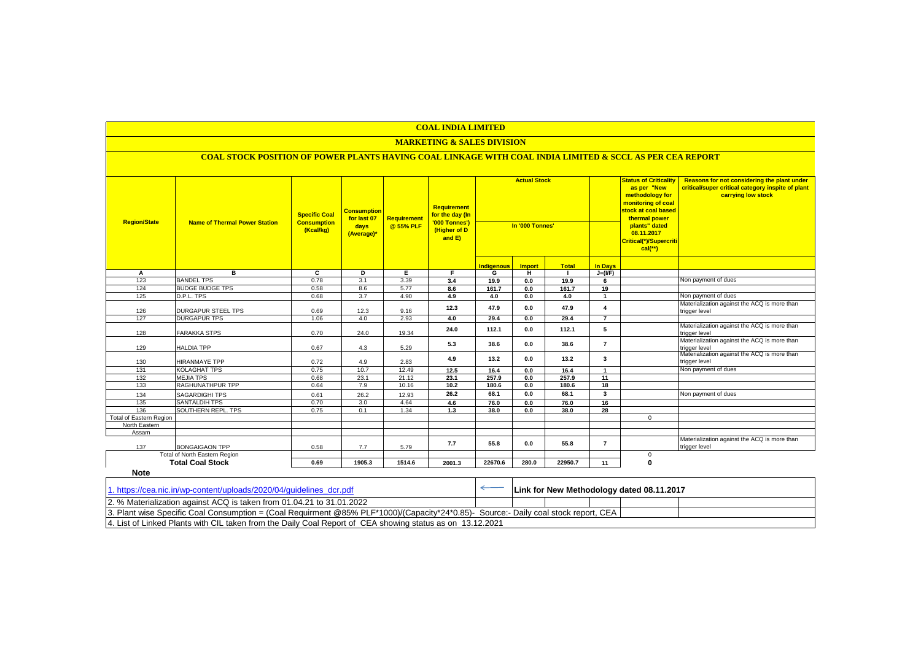# COAL INDIA LIMITED

## MARKETING & SALES DIVISION

### COAL STOCK POSITION OF POWER PLANTS HAVING COAL LINKAGE WITH COAL INDIA LIMITED & SCCL AS PER CEA REPORT

| Region/State | Name of Thermal Power Station | Specific Coal Consumption (Kcal/kg) | Consumption for last 07 days (Average)* | Requirement @ 55% PLF | Requirement for the day (In '000 Tonnes') (Higher of D and E) | Actual Stock In '000 Tonnes' | | | | Status of Criticality as per "New methodology for monitoring of coal stock at coal based thermal power plants" dated 08.11.2017 Critical(*)/Supercritical(**) | Reasons for not considering the plant under critical/super critical category inspite of plant carrying low stock |
|---|---|---|---|---|---|---|---|---|---|---|---|
| | | | | | | Indigenous | Import | Total | In Days | | |
| A | B | C | D | E | F | G | H | I | J=(I/F) | | |
| 123 | BANDEL TPS | 0.78 | 3.1 | 3.39 | 3.4 | 19.9 | 0.0 | 19.9 | 6 | | Non payment of dues |
| 124 | BUDGE BUDGE TPS | 0.58 | 8.6 | 5.77 | 8.6 | 161.7 | 0.0 | 161.7 | 19 | | |
| 125 | D.P.L. TPS | 0.68 | 3.7 | 4.90 | 4.9 | 4.0 | 0.0 | 4.0 | 1 | | Non payment of dues |
| 126 | DURGAPUR STEEL TPS | 0.69 | 12.3 | 9.16 | 12.3 | 47.9 | 0.0 | 47.9 | 4 | | Materialization against the ACQ is more than trigger level |
| 127 | DURGAPUR TPS | 1.06 | 4.0 | 2.93 | 4.0 | 29.4 | 0.0 | 29.4 | 7 | | |
| 128 | FARAKKA STPS | 0.70 | 24.0 | 19.34 | 24.0 | 112.1 | 0.0 | 112.1 | 5 | | Materialization against the ACQ is more than trigger level |
| 129 | HALDIA TPP | 0.67 | 4.3 | 5.29 | 5.3 | 38.6 | 0.0 | 38.6 | 7 | | Materialization against the ACQ is more than trigger level |
| 130 | HIRANMAYE TPP | 0.72 | 4.9 | 2.83 | 4.9 | 13.2 | 0.0 | 13.2 | 3 | | Materialization against the ACQ is more than trigger level |
| 131 | KOLAGHAT TPS | 0.75 | 10.7 | 12.49 | 12.5 | 16.4 | 0.0 | 16.4 | 1 | | Non payment of dues |
| 132 | MEJIA TPS | 0.68 | 23.1 | 21.12 | 23.1 | 257.9 | 0.0 | 257.9 | 11 | | |
| 133 | RAGHUNATHPUR TPP | 0.64 | 7.9 | 10.16 | 10.2 | 180.6 | 0.0 | 180.6 | 18 | | |
| 134 | SAGARDIGHI TPS | 0.61 | 26.2 | 12.93 | 26.2 | 68.1 | 0.0 | 68.1 | 3 | | Non payment of dues |
| 135 | SANTALDIH TPS | 0.70 | 3.0 | 4.64 | 4.6 | 76.0 | 0.0 | 76.0 | 16 | | |
| 136 | SOUTHERN REPL. TPS | 0.75 | 0.1 | 1.34 | 1.3 | 38.0 | 0.0 | 38.0 | 28 | | |
| Total of Eastern Region | | | | | | | | | | 0 | |
| North Eastern | | | | | | | | | | | |
| Assam | | | | | | | | | | | |
| 137 | BONGAIGAON TPP | 0.58 | 7.7 | 5.79 | 7.7 | 55.8 | 0.0 | 55.8 | 7 | | Materialization against the ACQ is more than trigger level |
| Total of North Eastern Region | | | | | | | | | | 0 | |
| Total Coal Stock | | 0.69 | 1905.3 | 1514.6 | 2001.3 | 22670.6 | 280.0 | 22950.7 | 11 | 0 | |

**Note**

1. https://cea.nic.in/wp-content/uploads/2020/04/guidelines_dcr.pdf ⟵ Link for New Methodology dated 08.11.2017
2. % Materialization against ACQ is taken from 01.04.21 to 31.01.2022
3. Plant wise Specific Coal Consumption = (Coal Requirment @85% PLF*1000)/(Capacity*24*0.85)- Source:- Daily coal stock report, CEA
4. List of Linked Plants with CIL taken from the Daily Coal Report of CEA showing status as on 13.12.2021